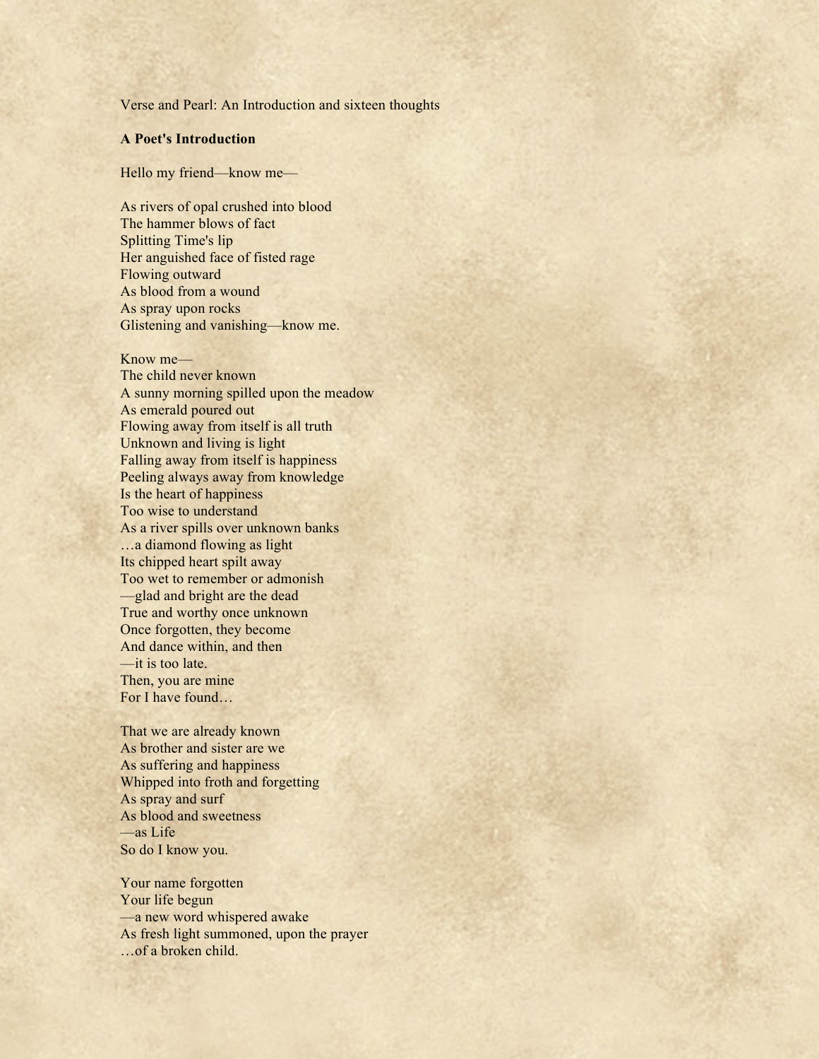Verse and Pearl: An Introduction and sixteen thoughts

**A Poet's Introduction**

Hello my friend—know me—

As rivers of opal crushed into blood  
The hammer blows of fact  
Splitting Time's lip  
Her anguished face of fisted rage  
Flowing outward  
As blood from a wound  
As spray upon rocks  
Glistening and vanishing—know me.

Know me—  
The child never known  
A sunny morning spilled upon the meadow  
As emerald poured out  
Flowing away from itself is all truth  
Unknown and living is light  
Falling away from itself is happiness  
Peeling always away from knowledge  
Is the heart of happiness  
Too wise to understand  
As a river spills over unknown banks  
…a diamond flowing as light  
Its chipped heart spilt away  
Too wet to remember or admonish  
—glad and bright are the dead  
True and worthy once unknown  
Once forgotten, they become  
And dance within, and then  
—it is too late.  
Then, you are mine  
For I have found…

That we are already known  
As brother and sister are we  
As suffering and happiness  
Whipped into froth and forgetting  
As spray and surf  
As blood and sweetness  
—as Life  
So do I know you.

Your name forgotten  
Your life begun  
—a new word whispered awake  
As fresh light summoned, upon the prayer  
…of a broken child.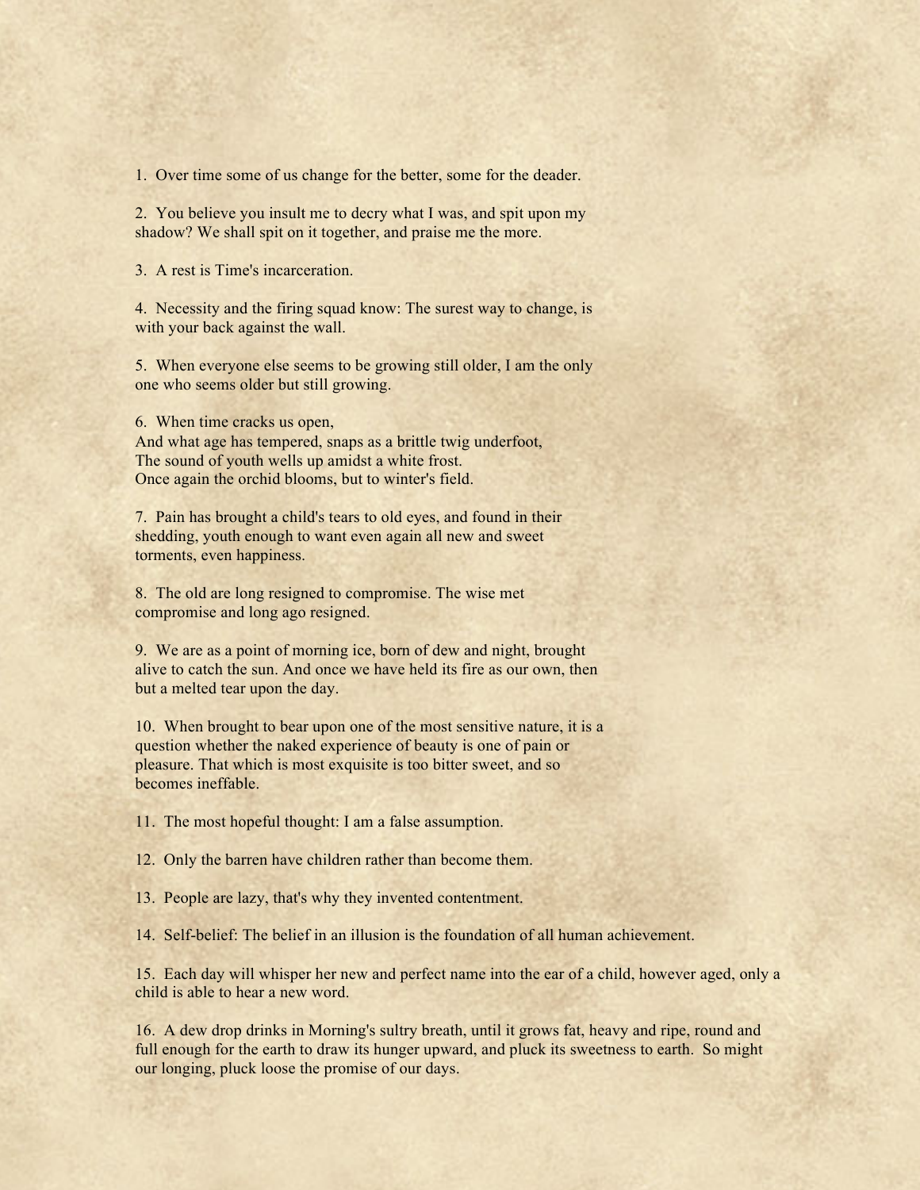1. Over time some of us change for the better, some for the deader.

2. You believe you insult me to decry what I was, and spit upon my shadow? We shall spit on it together, and praise me the more.

3. A rest is Time's incarceration.

4. Necessity and the firing squad know: The surest way to change, is with your back against the wall.

5. When everyone else seems to be growing still older, I am the only one who seems older but still growing.

6. When time cracks us open,
And what age has tempered, snaps as a brittle twig underfoot,
The sound of youth wells up amidst a white frost.
Once again the orchid blooms, but to winter's field.

7. Pain has brought a child's tears to old eyes, and found in their shedding, youth enough to want even again all new and sweet torments, even happiness.

8. The old are long resigned to compromise. The wise met compromise and long ago resigned.

9. We are as a point of morning ice, born of dew and night, brought alive to catch the sun. And once we have held its fire as our own, then but a melted tear upon the day.

10. When brought to bear upon one of the most sensitive nature, it is a question whether the naked experience of beauty is one of pain or pleasure. That which is most exquisite is too bitter sweet, and so becomes ineffable.

11. The most hopeful thought: I am a false assumption.

12. Only the barren have children rather than become them.

13. People are lazy, that's why they invented contentment.

14. Self-belief: The belief in an illusion is the foundation of all human achievement.

15. Each day will whisper her new and perfect name into the ear of a child, however aged, only a child is able to hear a new word.

16. A dew drop drinks in Morning's sultry breath, until it grows fat, heavy and ripe, round and full enough for the earth to draw its hunger upward, and pluck its sweetness to earth. So might our longing, pluck loose the promise of our days.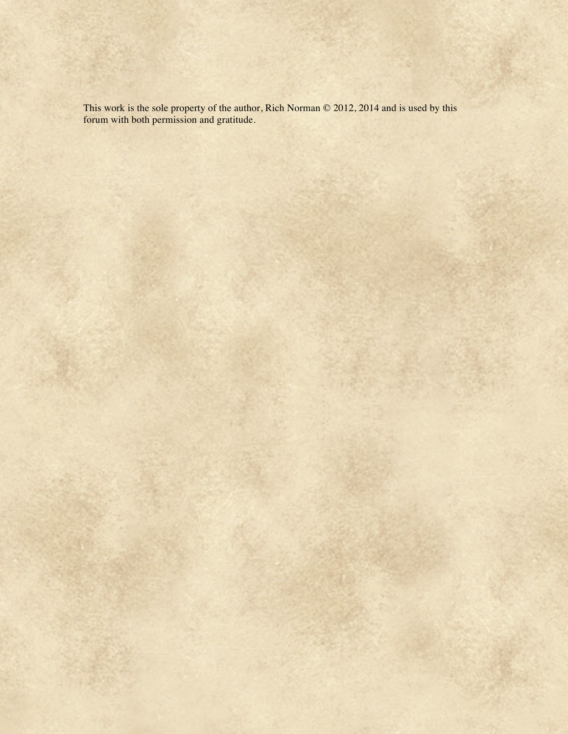This work is the sole property of the author, Rich Norman © 2012, 2014 and is used by this forum with both permission and gratitude.